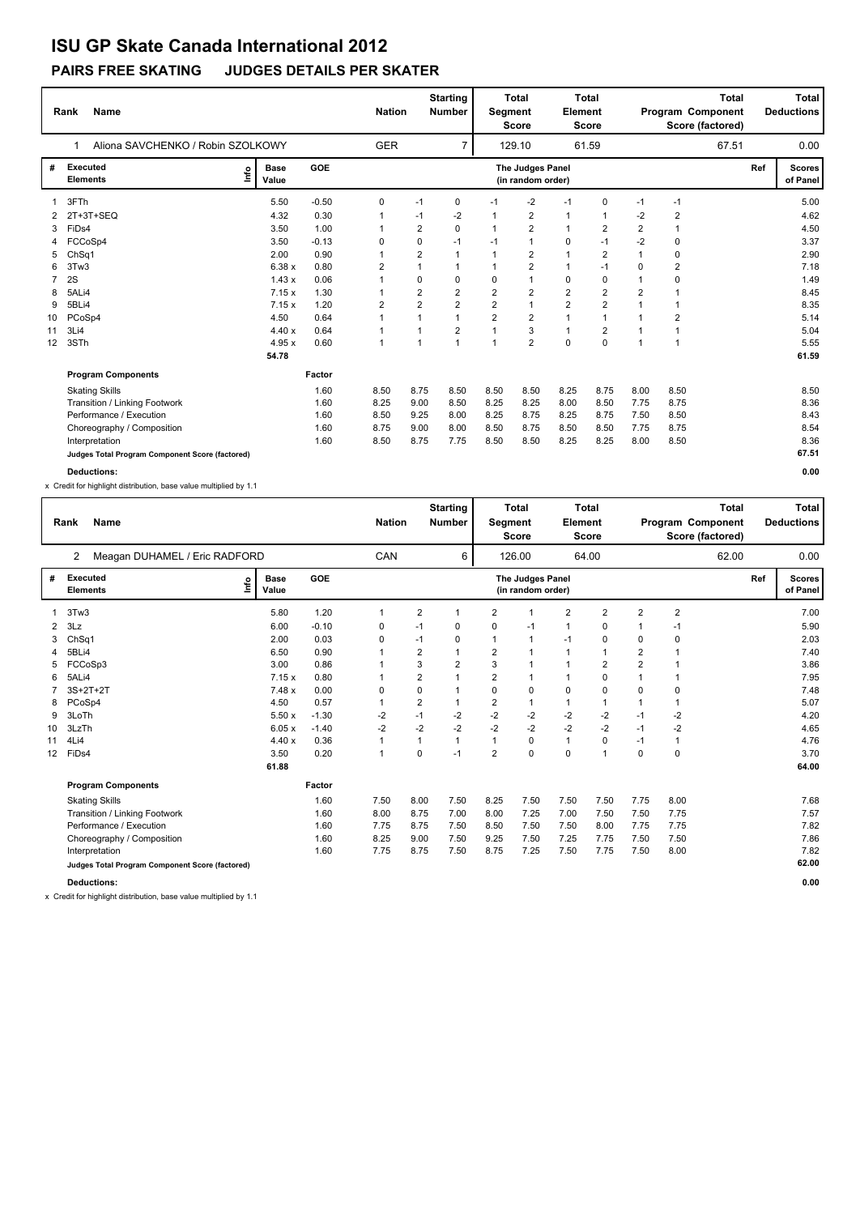# ISU GP Skate Canada International 2012

## PAIRS FREE SKATING JUDGES DETAILS PER SKATER

| Rank | Name | Nation | Starting Number | Total Segment Score | Total Element Score | Total Program Component Score (factored) | Total Deductions |
|---|---|---|---|---|---|---|---|
| 1 | Aliona SAVCHENKO / Robin SZOLKOWY | GER | 7 | 129.10 | 61.59 | 67.51 | 0.00 |

| # | Executed Elements | Info | Base Value | GOE | The Judges Panel (in random order) | | | | | | | | | Ref | Scores of Panel |
|---|---|---|---|---|---|---|---|---|---|---|---|---|---|---|---|
| 1 | 3FTh | | 5.50 | -0.50 | 0 | -1 | 0 | -1 | -2 | -1 | 0 | -1 | -1 | | 5.00 |
| 2 | 2T+3T+SEQ | | 4.32 | 0.30 | 1 | -1 | -2 | 1 | 2 | 1 | 1 | -2 | 2 | | 4.62 |
| 3 | FiDs4 | | 3.50 | 1.00 | 1 | 2 | 0 | 1 | 2 | 1 | 2 | 2 | 1 | | 4.50 |
| 4 | FCCoSp4 | | 3.50 | -0.13 | 0 | 0 | -1 | -1 | 1 | 0 | -1 | -2 | 0 | | 3.37 |
| 5 | ChSq1 | | 2.00 | 0.90 | 1 | 2 | 1 | 1 | 2 | 1 | 2 | 1 | 0 | | 2.90 |
| 6 | 3Tw3 | | 6.38 x | 0.80 | 2 | 1 | 1 | 1 | 2 | 1 | -1 | 0 | 2 | | 7.18 |
| 7 | 2S | | 1.43 x | 0.06 | 1 | 0 | 0 | 0 | 1 | 0 | 0 | 1 | 0 | | 1.49 |
| 8 | 5ALi4 | | 7.15 x | 1.30 | 1 | 2 | 2 | 2 | 2 | 2 | 2 | 2 | 1 | | 8.45 |
| 9 | 5BLi4 | | 7.15 x | 1.20 | 2 | 2 | 2 | 2 | 1 | 2 | 2 | 1 | 1 | | 8.35 |
| 10 | PCoSp4 | | 4.50 | 0.64 | 1 | 1 | 1 | 2 | 2 | 1 | 1 | 1 | 2 | | 5.14 |
| 11 | 3Li4 | | 4.40 x | 0.64 | 1 | 1 | 2 | 1 | 3 | 1 | 2 | 1 | 1 | | 5.04 |
| 12 | 3STh | | 4.95 x | 0.60 | 1 | 1 | 1 | 1 | 2 | 0 | 0 | 1 | 1 | | 5.55 |
| | | | 54.78 | | | | | | | | | | | | 61.59 |

| Program Components | Factor | | | | | | | | | | Scores of Panel |
|---|---|---|---|---|---|---|---|---|---|---|---|
| Skating Skills | 1.60 | 8.50 | 8.75 | 8.50 | 8.50 | 8.50 | 8.25 | 8.75 | 8.00 | 8.50 | 8.50 |
| Transition / Linking Footwork | 1.60 | 8.25 | 9.00 | 8.50 | 8.25 | 8.25 | 8.00 | 8.50 | 7.75 | 8.75 | 8.36 |
| Performance / Execution | 1.60 | 8.50 | 9.25 | 8.00 | 8.25 | 8.75 | 8.25 | 8.75 | 7.50 | 8.50 | 8.43 |
| Choreography / Composition | 1.60 | 8.75 | 9.00 | 8.00 | 8.50 | 8.75 | 8.50 | 8.50 | 7.75 | 8.75 | 8.54 |
| Interpretation | 1.60 | 8.50 | 8.75 | 7.75 | 8.50 | 8.50 | 8.25 | 8.25 | 8.00 | 8.50 | 8.36 |
| Judges Total Program Component Score (factored) | | | | | | | | | | | 67.51 |

**Deductions:** 0.00

x Credit for highlight distribution, base value multiplied by 1.1

| Rank | Name | Nation | Starting Number | Total Segment Score | Total Element Score | Total Program Component Score (factored) | Total Deductions |
|---|---|---|---|---|---|---|---|
| 2 | Meagan DUHAMEL / Eric RADFORD | CAN | 6 | 126.00 | 64.00 | 62.00 | 0.00 |

| # | Executed Elements | Info | Base Value | GOE | The Judges Panel (in random order) | | | | | | | | | Ref | Scores of Panel |
|---|---|---|---|---|---|---|---|---|---|---|---|---|---|---|---|
| 1 | 3Tw3 | | 5.80 | 1.20 | 1 | 2 | 1 | 2 | 1 | 2 | 2 | 2 | 2 | | 7.00 |
| 2 | 3Lz | | 6.00 | -0.10 | 0 | -1 | 0 | 0 | -1 | 1 | 0 | 1 | -1 | | 5.90 |
| 3 | ChSq1 | | 2.00 | 0.03 | 0 | -1 | 0 | 1 | 1 | -1 | 0 | 0 | 0 | | 2.03 |
| 4 | 5BLi4 | | 6.50 | 0.90 | 1 | 2 | 1 | 2 | 1 | 1 | 1 | 2 | 1 | | 7.40 |
| 5 | FCCoSp3 | | 3.00 | 0.86 | 1 | 3 | 2 | 3 | 1 | 1 | 2 | 2 | 1 | | 3.86 |
| 6 | 5ALi4 | | 7.15 x | 0.80 | 1 | 2 | 1 | 2 | 1 | 1 | 0 | 1 | 1 | | 7.95 |
| 7 | 3S+2T+2T | | 7.48 x | 0.00 | 0 | 0 | 1 | 0 | 0 | 0 | 0 | 0 | 0 | | 7.48 |
| 8 | PCoSp4 | | 4.50 | 0.57 | 1 | 2 | 1 | 2 | 1 | 1 | 1 | 1 | 1 | | 5.07 |
| 9 | 3LoTh | | 5.50 x | -1.30 | -2 | -1 | -2 | -2 | -2 | -2 | -2 | -1 | -2 | | 4.20 |
| 10 | 3LzTh | | 6.05 x | -1.40 | -2 | -2 | -2 | -2 | -2 | -2 | -2 | -1 | -2 | | 4.65 |
| 11 | 4Li4 | | 4.40 x | 0.36 | 1 | 1 | 1 | 1 | 0 | 1 | 0 | -1 | 1 | | 4.76 |
| 12 | FiDs4 | | 3.50 | 0.20 | 1 | 0 | -1 | 2 | 0 | 0 | 1 | 0 | 0 | | 3.70 |
| | | | 61.88 | | | | | | | | | | | | 64.00 |

| Program Components | Factor | | | | | | | | | | Scores of Panel |
|---|---|---|---|---|---|---|---|---|---|---|---|
| Skating Skills | 1.60 | 7.50 | 8.00 | 7.50 | 8.25 | 7.50 | 7.50 | 7.50 | 7.75 | 8.00 | 7.68 |
| Transition / Linking Footwork | 1.60 | 8.00 | 8.75 | 7.00 | 8.00 | 7.25 | 7.00 | 7.50 | 7.50 | 7.75 | 7.57 |
| Performance / Execution | 1.60 | 7.75 | 8.75 | 7.50 | 8.50 | 7.50 | 7.50 | 8.00 | 7.75 | 7.75 | 7.82 |
| Choreography / Composition | 1.60 | 8.25 | 9.00 | 7.50 | 9.25 | 7.50 | 7.25 | 7.75 | 7.50 | 7.50 | 7.86 |
| Interpretation | 1.60 | 7.75 | 8.75 | 7.50 | 8.75 | 7.25 | 7.50 | 7.75 | 7.50 | 8.00 | 7.82 |
| Judges Total Program Component Score (factored) | | | | | | | | | | | 62.00 |

**Deductions:** 0.00

x Credit for highlight distribution, base value multiplied by 1.1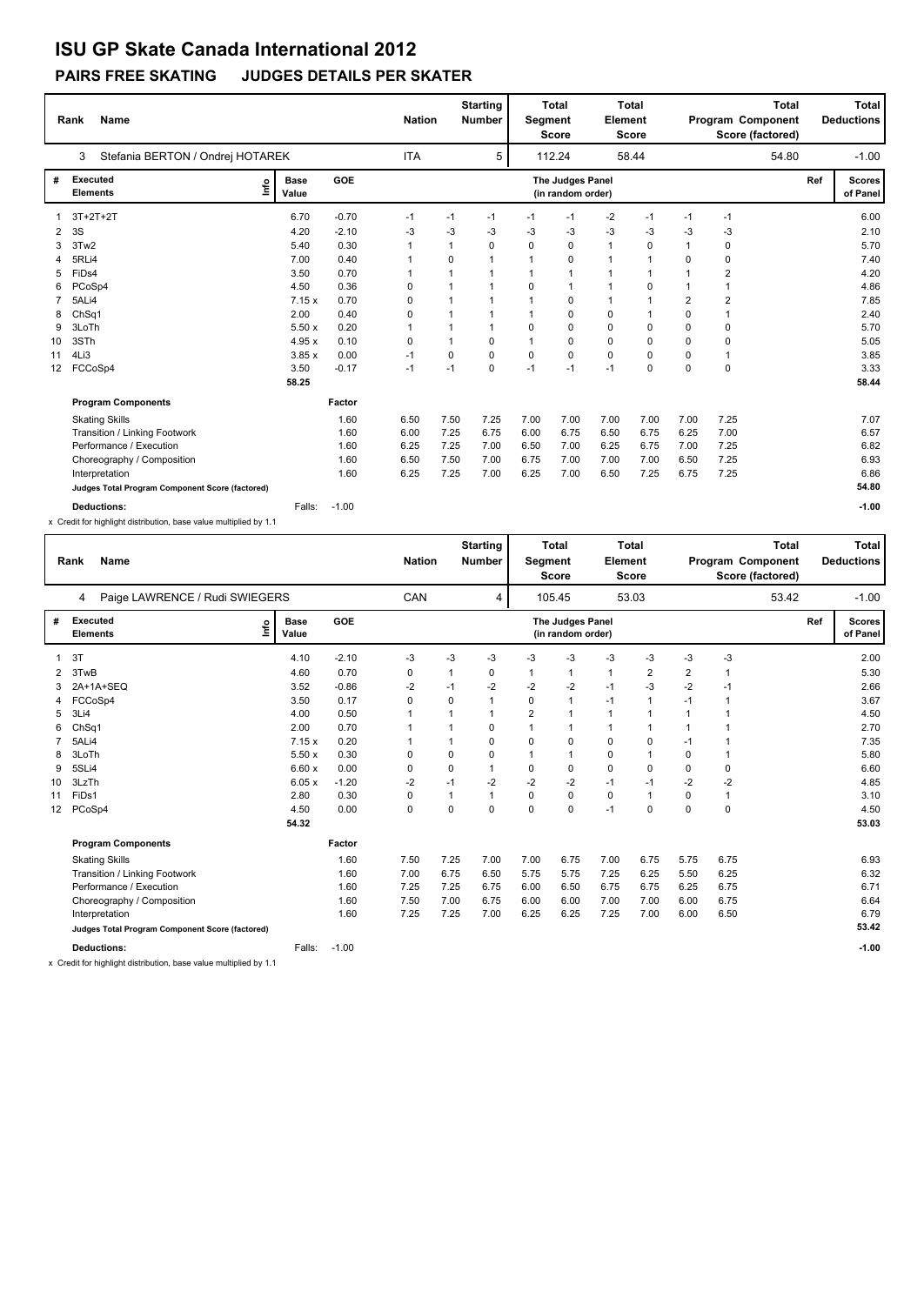# ISU GP Skate Canada International 2012

## PAIRS FREE SKATING     JUDGES DETAILS PER SKATER

| Rank | Name | Nation | Starting Number | Total Segment Score | Total Element Score | Total Program Component Score (factored) | Total Deductions |
|---|---|---|---|---|---|---|---|
| 3 | Stefania BERTON / Ondrej HOTAREK | ITA | 5 | 112.24 | 58.44 | 54.80 | -1.00 |

| # | Executed Elements | Info | Base Value | GOE | J1 | J2 | J3 | J4 | J5 | J6 | J7 | J8 | J9 | Ref | Scores of Panel |
|---|---|---|---|---|---|---|---|---|---|---|---|---|---|---|---|
| 1 | 3T+2T+2T | | 6.70 | -0.70 | -1 | -1 | -1 | -1 | -1 | -2 | -1 | -1 | -1 | | 6.00 |
| 2 | 3S | | 4.20 | -2.10 | -3 | -3 | -3 | -3 | -3 | -3 | -3 | -3 | -3 | | 2.10 |
| 3 | 3Tw2 | | 5.40 | 0.30 | 1 | 1 | 0 | 0 | 0 | 1 | 0 | 1 | 0 | | 5.70 |
| 4 | 5RLi4 | | 7.00 | 0.40 | 1 | 0 | 1 | 1 | 0 | 1 | 1 | 0 | 0 | | 7.40 |
| 5 | FiDs4 | | 3.50 | 0.70 | 1 | 1 | 1 | 1 | 1 | 1 | 1 | 1 | 2 | | 4.20 |
| 6 | PCoSp4 | | 4.50 | 0.36 | 0 | 1 | 1 | 0 | 1 | 1 | 0 | 1 | 1 | | 4.86 |
| 7 | 5ALi4 | | 7.15 x | 0.70 | 0 | 1 | 1 | 1 | 0 | 1 | 1 | 2 | 2 | | 7.85 |
| 8 | ChSq1 | | 2.00 | 0.40 | 0 | 1 | 1 | 1 | 0 | 0 | 1 | 0 | 1 | | 2.40 |
| 9 | 3LoTh | | 5.50 x | 0.20 | 1 | 1 | 1 | 0 | 0 | 0 | 0 | 0 | 0 | | 5.70 |
| 10 | 3STh | | 4.95 x | 0.10 | 0 | 1 | 0 | 1 | 0 | 0 | 0 | 0 | 0 | | 5.05 |
| 11 | 4Li3 | | 3.85 x | 0.00 | -1 | 0 | 0 | 0 | 0 | 0 | 0 | 0 | 1 | | 3.85 |
| 12 | FCCoSp4 | | 3.50 | -0.17 | -1 | -1 | 0 | -1 | -1 | -1 | 0 | 0 | 0 | | 3.33 |
| | | | 58.25 | | | | | | | | | | | | 58.44 |

| Program Components | Factor | J1 | J2 | J3 | J4 | J5 | J6 | J7 | J8 | J9 | Scores of Panel |
|---|---|---|---|---|---|---|---|---|---|---|---|
| Skating Skills | 1.60 | 6.50 | 7.50 | 7.25 | 7.00 | 7.00 | 7.00 | 7.00 | 7.00 | 7.25 | 7.07 |
| Transition / Linking Footwork | 1.60 | 6.00 | 7.25 | 6.75 | 6.00 | 6.75 | 6.50 | 6.75 | 6.25 | 7.00 | 6.57 |
| Performance / Execution | 1.60 | 6.25 | 7.25 | 7.00 | 6.50 | 7.00 | 6.25 | 6.75 | 7.00 | 7.25 | 6.82 |
| Choreography / Composition | 1.60 | 6.50 | 7.50 | 7.00 | 6.75 | 7.00 | 7.00 | 7.00 | 6.50 | 7.25 | 6.93 |
| Interpretation | 1.60 | 6.25 | 7.25 | 7.00 | 6.25 | 7.00 | 6.50 | 7.25 | 6.75 | 7.25 | 6.86 |
| Judges Total Program Component Score (factored) | | | | | | | | | | | 54.80 |
| Deductions: | Falls: -1.00 | | | | | | | | | | -1.00 |

x Credit for highlight distribution, base value multiplied by 1.1

| Rank | Name | Nation | Starting Number | Total Segment Score | Total Element Score | Total Program Component Score (factored) | Total Deductions |
|---|---|---|---|---|---|---|---|
| 4 | Paige LAWRENCE / Rudi SWIEGERS | CAN | 4 | 105.45 | 53.03 | 53.42 | -1.00 |

| # | Executed Elements | Info | Base Value | GOE | J1 | J2 | J3 | J4 | J5 | J6 | J7 | J8 | J9 | Ref | Scores of Panel |
|---|---|---|---|---|---|---|---|---|---|---|---|---|---|---|---|
| 1 | 3T | | 4.10 | -2.10 | -3 | -3 | -3 | -3 | -3 | -3 | -3 | -3 | -3 | | 2.00 |
| 2 | 3TwB | | 4.60 | 0.70 | 0 | 1 | 0 | 1 | 1 | 1 | 2 | 2 | 1 | | 5.30 |
| 3 | 2A+1A+SEQ | | 3.52 | -0.86 | -2 | -1 | -2 | -2 | -2 | -1 | -3 | -2 | -1 | | 2.66 |
| 4 | FCCoSp4 | | 3.50 | 0.17 | 0 | 0 | 1 | 0 | 1 | -1 | 1 | -1 | 1 | | 3.67 |
| 5 | 3Li4 | | 4.00 | 0.50 | 1 | 1 | 1 | 2 | 1 | 1 | 1 | 1 | 1 | | 4.50 |
| 6 | ChSq1 | | 2.00 | 0.70 | 1 | 1 | 0 | 1 | 1 | 1 | 1 | 1 | 1 | | 2.70 |
| 7 | 5ALi4 | | 7.15 x | 0.20 | 1 | 1 | 0 | 0 | 0 | 0 | 0 | -1 | 1 | | 7.35 |
| 8 | 3LoTh | | 5.50 x | 0.30 | 0 | 0 | 0 | 1 | 1 | 0 | 1 | 0 | 1 | | 5.80 |
| 9 | 5SLi4 | | 6.60 x | 0.00 | 0 | 0 | 1 | 0 | 0 | 0 | 0 | 0 | 0 | | 6.60 |
| 10 | 3LzTh | | 6.05 x | -1.20 | -2 | -1 | -2 | -2 | -2 | -1 | -1 | -2 | -2 | | 4.85 |
| 11 | FiDs1 | | 2.80 | 0.30 | 0 | 1 | 1 | 0 | 0 | 0 | 1 | 0 | 1 | | 3.10 |
| 12 | PCoSp4 | | 4.50 | 0.00 | 0 | 0 | 0 | 0 | 0 | -1 | 0 | 0 | 0 | | 4.50 |
| | | | 54.32 | | | | | | | | | | | | 53.03 |

| Program Components | Factor | J1 | J2 | J3 | J4 | J5 | J6 | J7 | J8 | J9 | Scores of Panel |
|---|---|---|---|---|---|---|---|---|---|---|---|
| Skating Skills | 1.60 | 7.50 | 7.25 | 7.00 | 7.00 | 6.75 | 7.00 | 6.75 | 5.75 | 6.75 | 6.93 |
| Transition / Linking Footwork | 1.60 | 7.00 | 6.75 | 6.50 | 5.75 | 5.75 | 7.25 | 6.25 | 5.50 | 6.25 | 6.32 |
| Performance / Execution | 1.60 | 7.25 | 7.25 | 6.75 | 6.00 | 6.50 | 6.75 | 6.75 | 6.25 | 6.75 | 6.71 |
| Choreography / Composition | 1.60 | 7.50 | 7.00 | 6.75 | 6.00 | 6.00 | 7.00 | 7.00 | 6.00 | 6.75 | 6.64 |
| Interpretation | 1.60 | 7.25 | 7.25 | 7.00 | 6.25 | 6.25 | 7.25 | 7.00 | 6.00 | 6.50 | 6.79 |
| Judges Total Program Component Score (factored) | | | | | | | | | | | 53.42 |
| Deductions: | Falls: -1.00 | | | | | | | | | | -1.00 |

x Credit for highlight distribution, base value multiplied by 1.1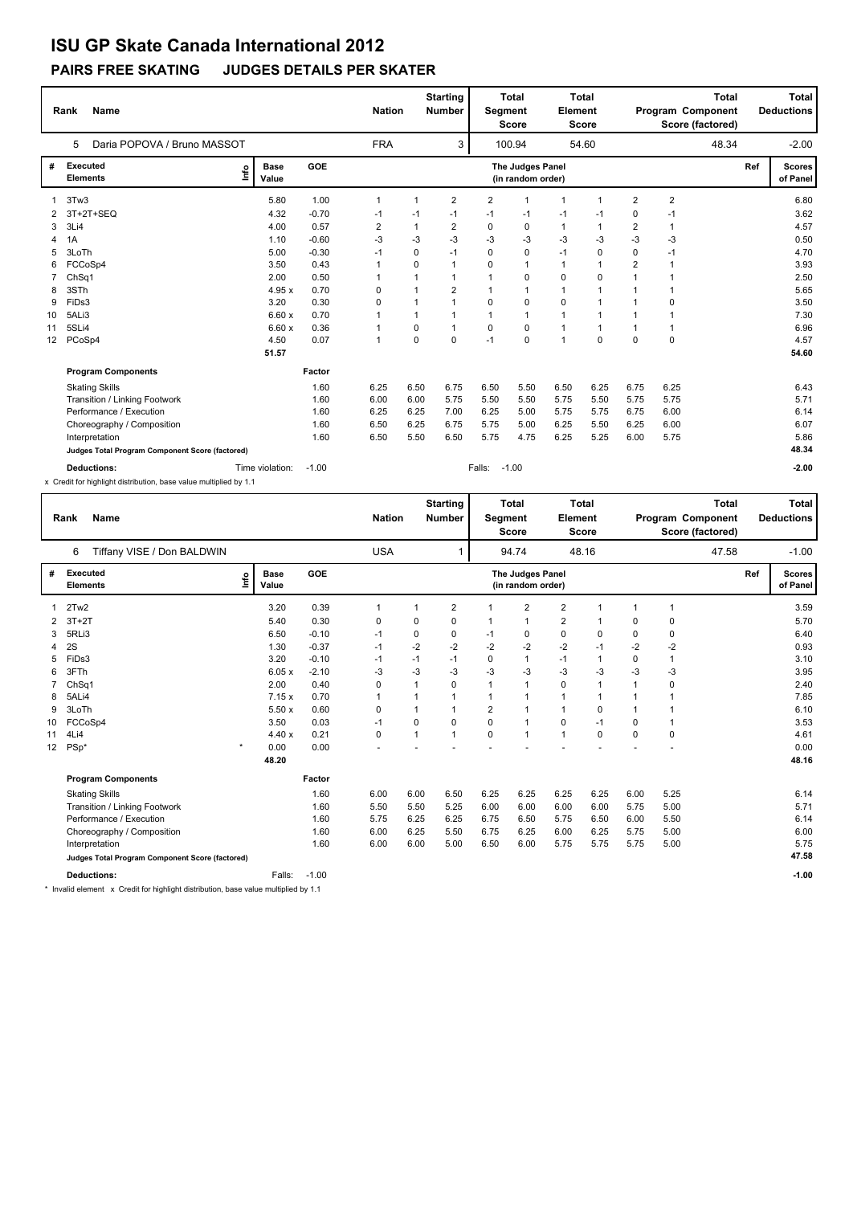# ISU GP Skate Canada International 2012

## PAIRS FREE SKATING JUDGES DETAILS PER SKATER

| Rank | Name | Nation | Starting Number | Total Segment Score | Total Element Score | Total Program Component Score (factored) | Total Deductions |
|---|---|---|---|---|---|---|---|
| 5 | Daria POPOVA / Bruno MASSOT | FRA | 3 | 100.94 | 54.60 | 48.34 | -2.00 |

| # | Executed Elements | Info | Base Value | GOE | J1 | J2 | J3 | J4 | J5 | J6 | J7 | J8 | J9 | Ref | Scores of Panel |
|---|---|---|---|---|---|---|---|---|---|---|---|---|---|---|---|
| 1 | 3Tw3 | | 5.80 | 1.00 | 1 | 1 | 2 | 2 | 1 | 1 | 1 | 2 | 2 | | 6.80 |
| 2 | 3T+2T+SEQ | | 4.32 | -0.70 | -1 | -1 | -1 | -1 | -1 | -1 | -1 | 0 | -1 | | 3.62 |
| 3 | 3Li4 | | 4.00 | 0.57 | 2 | 1 | 2 | 0 | 0 | 1 | 1 | 2 | 1 | | 4.57 |
| 4 | 1A | | 1.10 | -0.60 | -3 | -3 | -3 | -3 | -3 | -3 | -3 | -3 | -3 | | 0.50 |
| 5 | 3LoTh | | 5.00 | -0.30 | -1 | 0 | -1 | 0 | 0 | -1 | 0 | 0 | -1 | | 4.70 |
| 6 | FCCoSp4 | | 3.50 | 0.43 | 1 | 0 | 1 | 0 | 1 | 1 | 1 | 2 | 1 | | 3.93 |
| 7 | ChSq1 | | 2.00 | 0.50 | 1 | 1 | 1 | 1 | 0 | 0 | 0 | 1 | 1 | | 2.50 |
| 8 | 3STh | | 4.95 x | 0.70 | 0 | 1 | 2 | 1 | 1 | 1 | 1 | 1 | 1 | | 5.65 |
| 9 | FiDs3 | | 3.20 | 0.30 | 0 | 1 | 1 | 0 | 0 | 0 | 1 | 1 | 0 | | 3.50 |
| 10 | 5ALi3 | | 6.60 x | 0.70 | 1 | 1 | 1 | 1 | 1 | 1 | 1 | 1 | 1 | | 7.30 |
| 11 | 5SLi4 | | 6.60 x | 0.36 | 1 | 0 | 1 | 0 | 0 | 1 | 1 | 1 | 1 | | 6.96 |
| 12 | PCoSp4 | | 4.50 | 0.07 | 1 | 0 | 0 | -1 | 0 | 1 | 0 | 0 | 0 | | 4.57 |
| | | | 51.57 | | | | | | | | | | | | 54.60 |

| Program Components | | Factor | J1 | J2 | J3 | J4 | J5 | J6 | J7 | J8 | J9 | Scores of Panel |
|---|---|---|---|---|---|---|---|---|---|---|---|---|
| Skating Skills | | 1.60 | 6.25 | 6.50 | 6.75 | 6.50 | 5.50 | 6.50 | 6.25 | 6.75 | 6.25 | 6.43 |
| Transition / Linking Footwork | | 1.60 | 6.00 | 6.00 | 5.75 | 5.50 | 5.50 | 5.75 | 5.50 | 5.75 | 5.75 | 5.71 |
| Performance / Execution | | 1.60 | 6.25 | 6.25 | 7.00 | 6.25 | 5.00 | 5.75 | 5.75 | 6.75 | 6.00 | 6.14 |
| Choreography / Composition | | 1.60 | 6.50 | 6.25 | 6.75 | 5.75 | 5.00 | 6.25 | 5.50 | 6.25 | 6.00 | 6.07 |
| Interpretation | | 1.60 | 6.50 | 5.50 | 6.50 | 5.75 | 4.75 | 6.25 | 5.25 | 6.00 | 5.75 | 5.86 |
| Judges Total Program Component Score (factored) | | | | | | | | | | | | 48.34 |
| Deductions: | Time violation: | -1.00 | | | | Falls: | -1.00 | | | | | -2.00 |

x Credit for highlight distribution, base value multiplied by 1.1

| Rank | Name | Nation | Starting Number | Total Segment Score | Total Element Score | Total Program Component Score (factored) | Total Deductions |
|---|---|---|---|---|---|---|---|
| 6 | Tiffany VISE / Don BALDWIN | USA | 1 | 94.74 | 48.16 | 47.58 | -1.00 |

| # | Executed Elements | Info | Base Value | GOE | J1 | J2 | J3 | J4 | J5 | J6 | J7 | J8 | J9 | Ref | Scores of Panel |
|---|---|---|---|---|---|---|---|---|---|---|---|---|---|---|---|
| 1 | 2Tw2 | | 3.20 | 0.39 | 1 | 1 | 2 | 1 | 2 | 2 | 1 | 1 | 1 | | 3.59 |
| 2 | 3T+2T | | 5.40 | 0.30 | 0 | 0 | 0 | 1 | 1 | 2 | 1 | 0 | 0 | | 5.70 |
| 3 | 5RLi3 | | 6.50 | -0.10 | -1 | 0 | 0 | -1 | 0 | 0 | 0 | 0 | 0 | | 6.40 |
| 4 | 2S | | 1.30 | -0.37 | -1 | -2 | -2 | -2 | -2 | -2 | -1 | -2 | -2 | | 0.93 |
| 5 | FiDs3 | | 3.20 | -0.10 | -1 | -1 | -1 | 0 | 1 | -1 | 1 | 0 | 1 | | 3.10 |
| 6 | 3FTh | | 6.05 x | -2.10 | -3 | -3 | -3 | -3 | -3 | -3 | -3 | -3 | -3 | | 3.95 |
| 7 | ChSq1 | | 2.00 | 0.40 | 0 | 1 | 0 | 1 | 1 | 0 | 1 | 1 | 0 | | 2.40 |
| 8 | 5ALi4 | | 7.15 x | 0.70 | 1 | 1 | 1 | 1 | 1 | 1 | 1 | 1 | 1 | | 7.85 |
| 9 | 3LoTh | | 5.50 x | 0.60 | 0 | 1 | 1 | 2 | 1 | 1 | 0 | 1 | 1 | | 6.10 |
| 10 | FCCoSp4 | | 3.50 | 0.03 | -1 | 0 | 0 | 0 | 1 | 0 | -1 | 0 | 1 | | 3.53 |
| 11 | 4Li4 | | 4.40 x | 0.21 | 0 | 1 | 1 | 0 | 1 | 1 | 0 | 0 | 0 | | 4.61 |
| 12 | PSp* | * | 0.00 | 0.00 | - | - | - | - | - | - | - | - | - | | 0.00 |
| | | | 48.20 | | | | | | | | | | | | 48.16 |

| Program Components | | Factor | J1 | J2 | J3 | J4 | J5 | J6 | J7 | J8 | J9 | Scores of Panel |
|---|---|---|---|---|---|---|---|---|---|---|---|---|
| Skating Skills | | 1.60 | 6.00 | 6.00 | 6.50 | 6.25 | 6.25 | 6.25 | 6.25 | 6.00 | 5.25 | 6.14 |
| Transition / Linking Footwork | | 1.60 | 5.50 | 5.50 | 5.25 | 6.00 | 6.00 | 6.00 | 6.00 | 5.75 | 5.00 | 5.71 |
| Performance / Execution | | 1.60 | 5.75 | 6.25 | 6.25 | 6.75 | 6.50 | 5.75 | 6.50 | 6.00 | 5.50 | 6.14 |
| Choreography / Composition | | 1.60 | 6.00 | 6.25 | 5.50 | 6.75 | 6.25 | 6.00 | 6.25 | 5.75 | 5.00 | 6.00 |
| Interpretation | | 1.60 | 6.00 | 6.00 | 5.00 | 6.50 | 6.00 | 5.75 | 5.75 | 5.75 | 5.00 | 5.75 |
| Judges Total Program Component Score (factored) | | | | | | | | | | | | 47.58 |
| Deductions: | Falls: | -1.00 | | | | | | | | | | -1.00 |

\* Invalid element x Credit for highlight distribution, base value multiplied by 1.1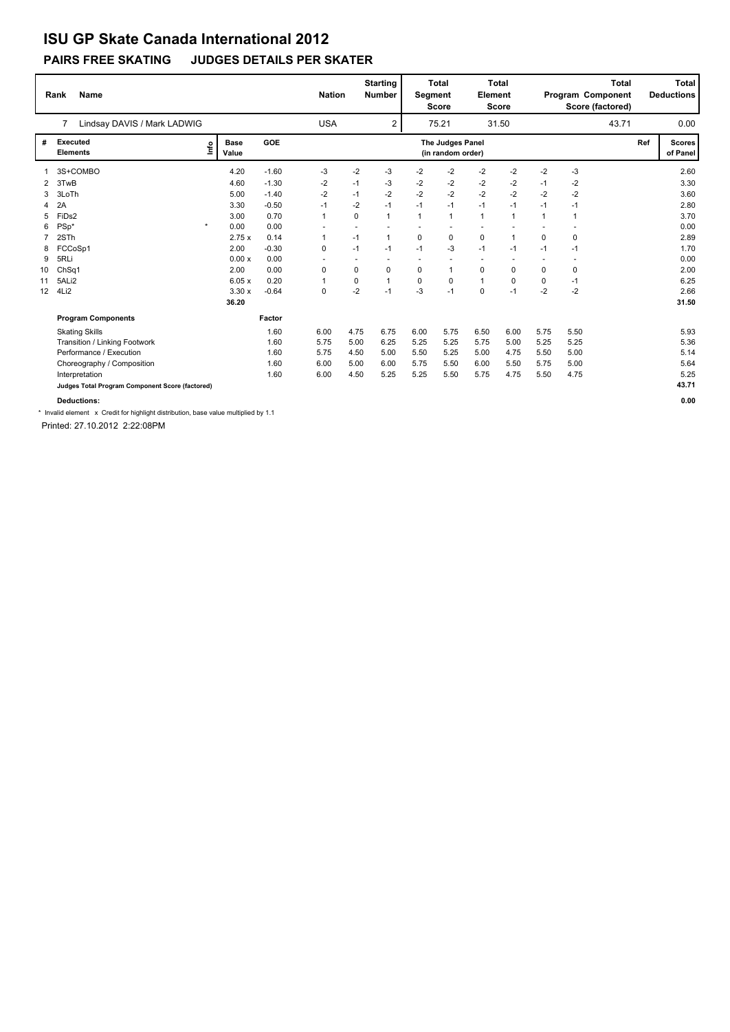# ISU GP Skate Canada International 2012

## PAIRS FREE SKATING JUDGES DETAILS PER SKATER

| Rank | Name | Nation | Starting Number | Total Segment Score | Total Element Score | Total Program Component Score (factored) | Total Deductions |
|---|---|---|---|---|---|---|---|
| 7 | Lindsay DAVIS / Mark LADWIG | USA | 2 | 75.21 | 31.50 | 43.71 | 0.00 |

| # | Executed Elements | Info | Base Value | GOE | The Judges Panel (in random order) | | | | | | | | | Ref | Scores of Panel |
|---|---|---|---|---|---|---|---|---|---|---|---|---|---|---|---|
| 1 | 3S+COMBO | | 4.20 | -1.60 | -3 | -2 | -3 | -2 | -2 | -2 | -2 | -2 | -3 | | 2.60 |
| 2 | 3TwB | | 4.60 | -1.30 | -2 | -1 | -3 | -2 | -2 | -2 | -2 | -1 | -2 | | 3.30 |
| 3 | 3LoTh | | 5.00 | -1.40 | -2 | -1 | -2 | -2 | -2 | -2 | -2 | -2 | -2 | | 3.60 |
| 4 | 2A | | 3.30 | -0.50 | -1 | -2 | -1 | -1 | -1 | -1 | -1 | -1 | -1 | | 2.80 |
| 5 | FiDs2 | | 3.00 | 0.70 | 1 | 0 | 1 | 1 | 1 | 1 | 1 | 1 | 1 | | 3.70 |
| 6 | PSp* | * | 0.00 | 0.00 | - | - | - | - | - | - | - | - | - | | 0.00 |
| 7 | 2STh | | 2.75 x | 0.14 | 1 | -1 | 1 | 0 | 0 | 0 | 1 | 0 | 0 | | 2.89 |
| 8 | FCCoSp1 | | 2.00 | -0.30 | 0 | -1 | -1 | -1 | -3 | -1 | -1 | -1 | -1 | | 1.70 |
| 9 | 5RLi | | 0.00 x | 0.00 | - | - | - | - | - | - | - | - | - | | 0.00 |
| 10 | ChSq1 | | 2.00 | 0.00 | 0 | 0 | 0 | 0 | 1 | 0 | 0 | 0 | 0 | | 2.00 |
| 11 | 5ALi2 | | 6.05 x | 0.20 | 1 | 0 | 1 | 0 | 0 | 1 | 0 | 0 | -1 | | 6.25 |
| 12 | 4Li2 | | 3.30 x | -0.64 | 0 | -2 | -1 | -3 | -1 | 0 | -1 | -2 | -2 | | 2.66 |
| | | | 36.20 | | | | | | | | | | | | 31.50 |

| Program Components | Factor | | | | | | | | | | Scores of Panel |
|---|---|---|---|---|---|---|---|---|---|---|---|
| Skating Skills | 1.60 | 6.00 | 4.75 | 6.75 | 6.00 | 5.75 | 6.50 | 6.00 | 5.75 | 5.50 | 5.93 |
| Transition / Linking Footwork | 1.60 | 5.75 | 5.00 | 6.25 | 5.25 | 5.25 | 5.75 | 5.00 | 5.25 | 5.25 | 5.36 |
| Performance / Execution | 1.60 | 5.75 | 4.50 | 5.00 | 5.50 | 5.25 | 5.00 | 4.75 | 5.50 | 5.00 | 5.14 |
| Choreography / Composition | 1.60 | 6.00 | 5.00 | 6.00 | 5.75 | 5.50 | 6.00 | 5.50 | 5.75 | 5.00 | 5.64 |
| Interpretation | 1.60 | 6.00 | 4.50 | 5.25 | 5.25 | 5.50 | 5.75 | 4.75 | 5.50 | 4.75 | 5.25 |
| Judges Total Program Component Score (factored) | | | | | | | | | | | 43.71 |

**Deductions:** 0.00

\* Invalid element x Credit for highlight distribution, base value multiplied by 1.1

Printed: 27.10.2012 2:22:08PM